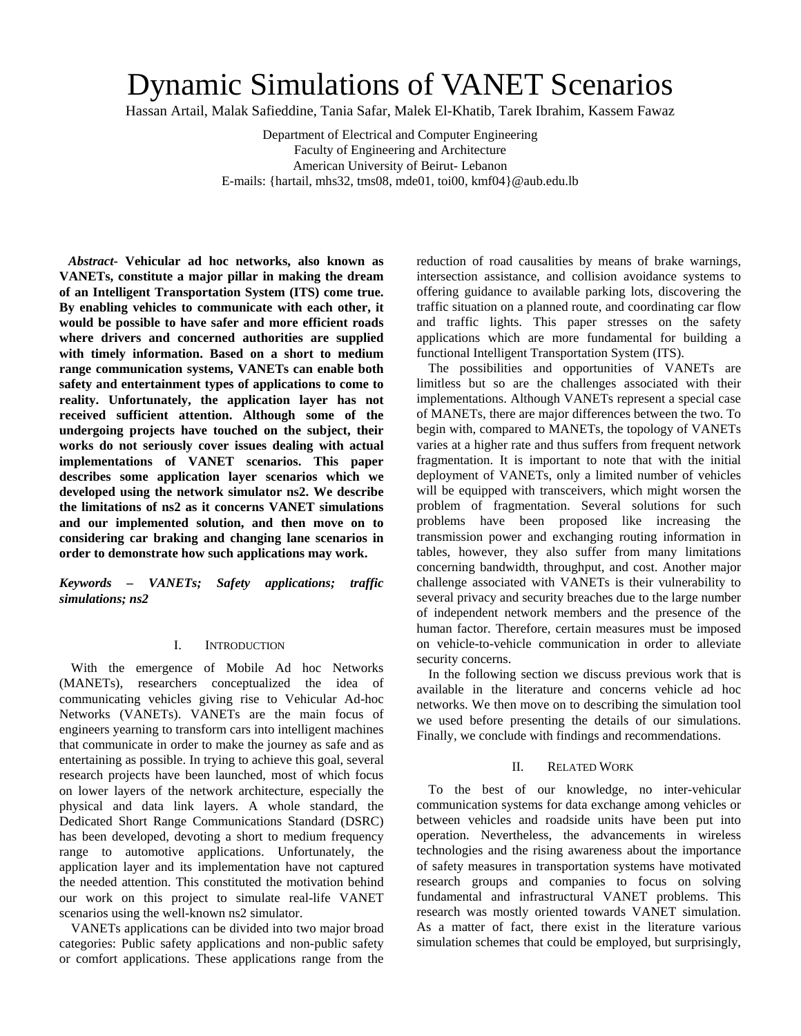# Dynamic Simulations of VANET Scenarios

Hassan Artail, Malak Safieddine, Tania Safar, Malek El-Khatib, Tarek Ibrahim, Kassem Fawaz

Department of Electrical and Computer Engineering
Faculty of Engineering and Architecture
American University of Beirut- Lebanon
E-mails: {hartail, mhs32, tms08, mde01, toi00, kmf04}@aub.edu.lb

***Abstract-* Vehicular ad hoc networks, also known as VANETs, constitute a major pillar in making the dream of an Intelligent Transportation System (ITS) come true. By enabling vehicles to communicate with each other, it would be possible to have safer and more efficient roads where drivers and concerned authorities are supplied with timely information. Based on a short to medium range communication systems, VANETs can enable both safety and entertainment types of applications to come to reality. Unfortunately, the application layer has not received sufficient attention. Although some of the undergoing projects have touched on the subject, their works do not seriously cover issues dealing with actual implementations of VANET scenarios. This paper describes some application layer scenarios which we developed using the network simulator ns2. We describe the limitations of ns2 as it concerns VANET simulations and our implemented solution, and then move on to considering car braking and changing lane scenarios in order to demonstrate how such applications may work.**

***Keywords – VANETs; Safety applications; traffic simulations; ns2***

## I. Introduction

With the emergence of Mobile Ad hoc Networks (MANETs), researchers conceptualized the idea of communicating vehicles giving rise to Vehicular Ad-hoc Networks (VANETs). VANETs are the main focus of engineers yearning to transform cars into intelligent machines that communicate in order to make the journey as safe and as entertaining as possible. In trying to achieve this goal, several research projects have been launched, most of which focus on lower layers of the network architecture, especially the physical and data link layers. A whole standard, the Dedicated Short Range Communications Standard (DSRC) has been developed, devoting a short to medium frequency range to automotive applications. Unfortunately, the application layer and its implementation have not captured the needed attention. This constituted the motivation behind our work on this project to simulate real-life VANET scenarios using the well-known ns2 simulator.

VANETs applications can be divided into two major broad categories: Public safety applications and non-public safety or comfort applications. These applications range from the reduction of road causalities by means of brake warnings, intersection assistance, and collision avoidance systems to offering guidance to available parking lots, discovering the traffic situation on a planned route, and coordinating car flow and traffic lights. This paper stresses on the safety applications which are more fundamental for building a functional Intelligent Transportation System (ITS).

The possibilities and opportunities of VANETs are limitless but so are the challenges associated with their implementations. Although VANETs represent a special case of MANETs, there are major differences between the two. To begin with, compared to MANETs, the topology of VANETs varies at a higher rate and thus suffers from frequent network fragmentation. It is important to note that with the initial deployment of VANETs, only a limited number of vehicles will be equipped with transceivers, which might worsen the problem of fragmentation. Several solutions for such problems have been proposed like increasing the transmission power and exchanging routing information in tables, however, they also suffer from many limitations concerning bandwidth, throughput, and cost. Another major challenge associated with VANETs is their vulnerability to several privacy and security breaches due to the large number of independent network members and the presence of the human factor. Therefore, certain measures must be imposed on vehicle-to-vehicle communication in order to alleviate security concerns.

In the following section we discuss previous work that is available in the literature and concerns vehicle ad hoc networks. We then move on to describing the simulation tool we used before presenting the details of our simulations. Finally, we conclude with findings and recommendations.

## II. Related Work

To the best of our knowledge, no inter-vehicular communication systems for data exchange among vehicles or between vehicles and roadside units have been put into operation. Nevertheless, the advancements in wireless technologies and the rising awareness about the importance of safety measures in transportation systems have motivated research groups and companies to focus on solving fundamental and infrastructural VANET problems. This research was mostly oriented towards VANET simulation. As a matter of fact, there exist in the literature various simulation schemes that could be employed, but surprisingly,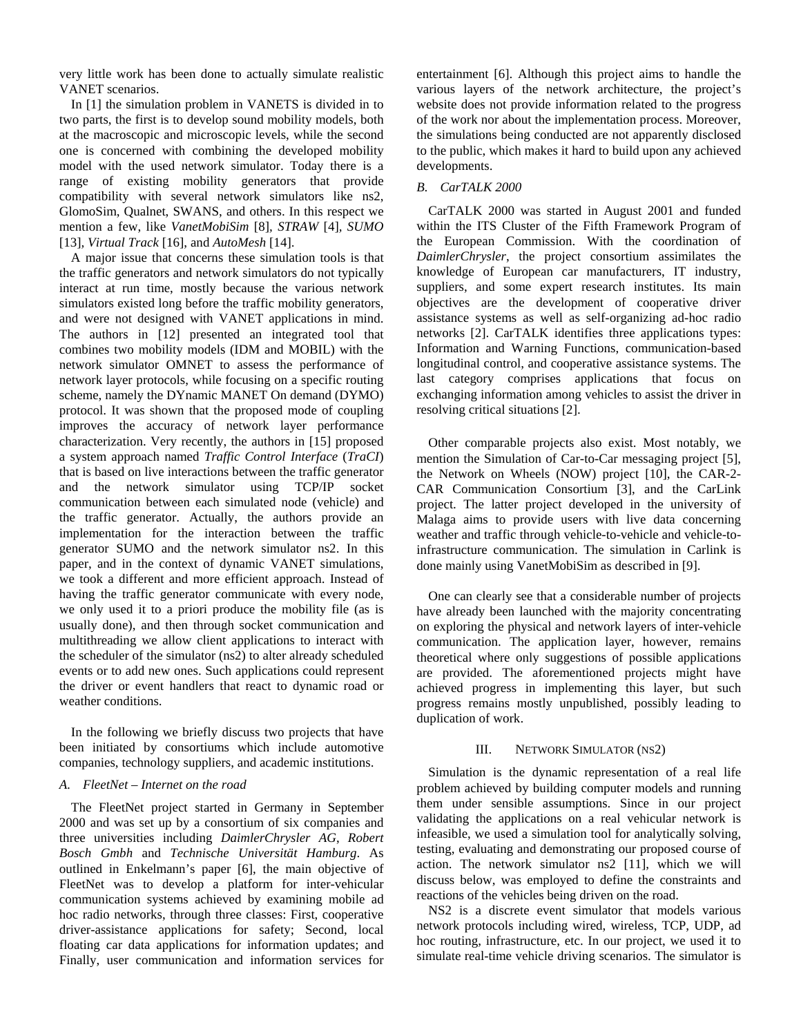very little work has been done to actually simulate realistic VANET scenarios.

In [1] the simulation problem in VANETS is divided in to two parts, the first is to develop sound mobility models, both at the macroscopic and microscopic levels, while the second one is concerned with combining the developed mobility model with the used network simulator. Today there is a range of existing mobility generators that provide compatibility with several network simulators like ns2, GlomoSim, Qualnet, SWANS, and others. In this respect we mention a few, like *VanetMobiSim* [8], *STRAW* [4], *SUMO* [13], *Virtual Track* [16], and *AutoMesh* [14].

A major issue that concerns these simulation tools is that the traffic generators and network simulators do not typically interact at run time, mostly because the various network simulators existed long before the traffic mobility generators, and were not designed with VANET applications in mind. The authors in [12] presented an integrated tool that combines two mobility models (IDM and MOBIL) with the network simulator OMNET to assess the performance of network layer protocols, while focusing on a specific routing scheme, namely the DYnamic MANET On demand (DYMO) protocol. It was shown that the proposed mode of coupling improves the accuracy of network layer performance characterization. Very recently, the authors in [15] proposed a system approach named *Traffic Control Interface* (*TraCI*) that is based on live interactions between the traffic generator and the network simulator using TCP/IP socket communication between each simulated node (vehicle) and the traffic generator. Actually, the authors provide an implementation for the interaction between the traffic generator SUMO and the network simulator ns2. In this paper, and in the context of dynamic VANET simulations, we took a different and more efficient approach. Instead of having the traffic generator communicate with every node, we only used it to a priori produce the mobility file (as is usually done), and then through socket communication and multithreading we allow client applications to interact with the scheduler of the simulator (ns2) to alter already scheduled events or to add new ones. Such applications could represent the driver or event handlers that react to dynamic road or weather conditions.

In the following we briefly discuss two projects that have been initiated by consortiums which include automotive companies, technology suppliers, and academic institutions.

### A. FleetNet – Internet on the road

The FleetNet project started in Germany in September 2000 and was set up by a consortium of six companies and three universities including *DaimlerChrysler AG*, *Robert Bosch Gmbh* and *Technische Universität Hamburg*. As outlined in Enkelmann's paper [6], the main objective of FleetNet was to develop a platform for inter-vehicular communication systems achieved by examining mobile ad hoc radio networks, through three classes: First, cooperative driver-assistance applications for safety; Second, local floating car data applications for information updates; and Finally, user communication and information services for entertainment [6]. Although this project aims to handle the various layers of the network architecture, the project's website does not provide information related to the progress of the work nor about the implementation process. Moreover, the simulations being conducted are not apparently disclosed to the public, which makes it hard to build upon any achieved developments.

### B. CarTALK 2000

CarTALK 2000 was started in August 2001 and funded within the ITS Cluster of the Fifth Framework Program of the European Commission. With the coordination of *DaimlerChrysler*, the project consortium assimilates the knowledge of European car manufacturers, IT industry, suppliers, and some expert research institutes. Its main objectives are the development of cooperative driver assistance systems as well as self-organizing ad-hoc radio networks [2]. CarTALK identifies three applications types: Information and Warning Functions, communication-based longitudinal control, and cooperative assistance systems. The last category comprises applications that focus on exchanging information among vehicles to assist the driver in resolving critical situations [2].

Other comparable projects also exist. Most notably, we mention the Simulation of Car-to-Car messaging project [5], the Network on Wheels (NOW) project [10], the CAR-2-CAR Communication Consortium [3], and the CarLink project. The latter project developed in the university of Malaga aims to provide users with live data concerning weather and traffic through vehicle-to-vehicle and vehicle-to-infrastructure communication. The simulation in Carlink is done mainly using VanetMobiSim as described in [9].

One can clearly see that a considerable number of projects have already been launched with the majority concentrating on exploring the physical and network layers of inter-vehicle communication. The application layer, however, remains theoretical where only suggestions of possible applications are provided. The aforementioned projects might have achieved progress in implementing this layer, but such progress remains mostly unpublished, possibly leading to duplication of work.

## III. Network Simulator (ns2)

Simulation is the dynamic representation of a real life problem achieved by building computer models and running them under sensible assumptions. Since in our project validating the applications on a real vehicular network is infeasible, we used a simulation tool for analytically solving, testing, evaluating and demonstrating our proposed course of action. The network simulator ns2 [11], which we will discuss below, was employed to define the constraints and reactions of the vehicles being driven on the road.

NS2 is a discrete event simulator that models various network protocols including wired, wireless, TCP, UDP, ad hoc routing, infrastructure, etc. In our project, we used it to simulate real-time vehicle driving scenarios. The simulator is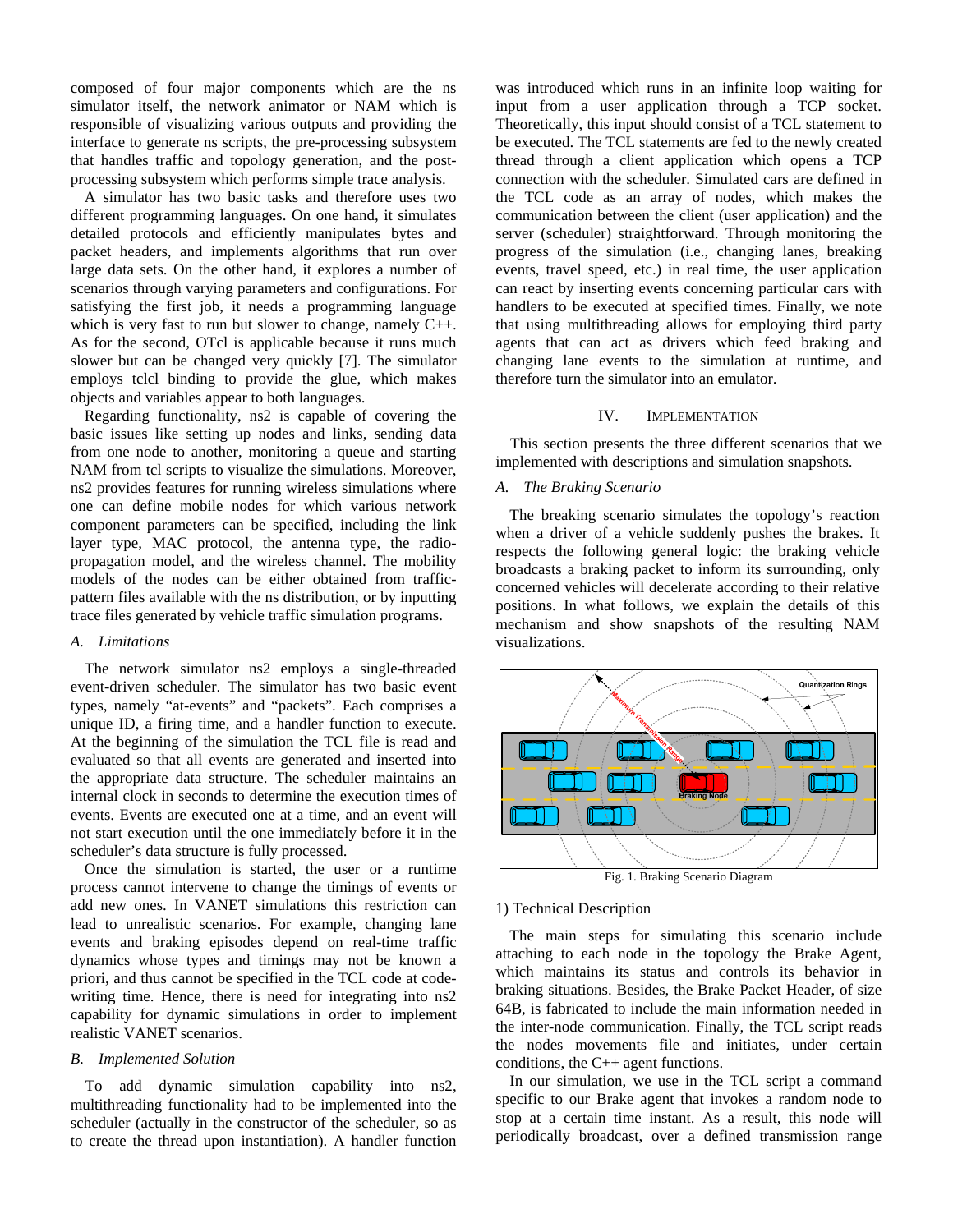composed of four major components which are the ns simulator itself, the network animator or NAM which is responsible of visualizing various outputs and providing the interface to generate ns scripts, the pre-processing subsystem that handles traffic and topology generation, and the post-processing subsystem which performs simple trace analysis.

A simulator has two basic tasks and therefore uses two different programming languages. On one hand, it simulates detailed protocols and efficiently manipulates bytes and packet headers, and implements algorithms that run over large data sets. On the other hand, it explores a number of scenarios through varying parameters and configurations. For satisfying the first job, it needs a programming language which is very fast to run but slower to change, namely C++. As for the second, OTcl is applicable because it runs much slower but can be changed very quickly [7]. The simulator employs tclcl binding to provide the glue, which makes objects and variables appear to both languages.

Regarding functionality, ns2 is capable of covering the basic issues like setting up nodes and links, sending data from one node to another, monitoring a queue and starting NAM from tcl scripts to visualize the simulations. Moreover, ns2 provides features for running wireless simulations where one can define mobile nodes for which various network component parameters can be specified, including the link layer type, MAC protocol, the antenna type, the radio-propagation model, and the wireless channel. The mobility models of the nodes can be either obtained from traffic-pattern files available with the ns distribution, or by inputting trace files generated by vehicle traffic simulation programs.

### *A. Limitations*

The network simulator ns2 employs a single-threaded event-driven scheduler. The simulator has two basic event types, namely "at-events" and "packets". Each comprises a unique ID, a firing time, and a handler function to execute. At the beginning of the simulation the TCL file is read and evaluated so that all events are generated and inserted into the appropriate data structure. The scheduler maintains an internal clock in seconds to determine the execution times of events. Events are executed one at a time, and an event will not start execution until the one immediately before it in the scheduler's data structure is fully processed.

Once the simulation is started, the user or a runtime process cannot intervene to change the timings of events or add new ones. In VANET simulations this restriction can lead to unrealistic scenarios. For example, changing lane events and braking episodes depend on real-time traffic dynamics whose types and timings may not be known a priori, and thus cannot be specified in the TCL code at code-writing time. Hence, there is need for integrating into ns2 capability for dynamic simulations in order to implement realistic VANET scenarios.

### *B. Implemented Solution*

To add dynamic simulation capability into ns2, multithreading functionality had to be implemented into the scheduler (actually in the constructor of the scheduler, so as to create the thread upon instantiation). A handler function was introduced which runs in an infinite loop waiting for input from a user application through a TCP socket. Theoretically, this input should consist of a TCL statement to be executed. The TCL statements are fed to the newly created thread through a client application which opens a TCP connection with the scheduler. Simulated cars are defined in the TCL code as an array of nodes, which makes the communication between the client (user application) and the server (scheduler) straightforward. Through monitoring the progress of the simulation (i.e., changing lanes, breaking events, travel speed, etc.) in real time, the user application can react by inserting events concerning particular cars with handlers to be executed at specified times. Finally, we note that using multithreading allows for employing third party agents that can act as drivers which feed braking and changing lane events to the simulation at runtime, and therefore turn the simulator into an emulator.

## IV. IMPLEMENTATION

This section presents the three different scenarios that we implemented with descriptions and simulation snapshots.

### *A. The Braking Scenario*

The breaking scenario simulates the topology's reaction when a driver of a vehicle suddenly pushes the brakes. It respects the following general logic: the braking vehicle broadcasts a braking packet to inform its surrounding, only concerned vehicles will decelerate according to their relative positions. In what follows, we explain the details of this mechanism and show snapshots of the resulting NAM visualizations.

Fig. 1. Braking Scenario Diagram

#### 1) Technical Description

The main steps for simulating this scenario include attaching to each node in the topology the Brake Agent, which maintains its status and controls its behavior in braking situations. Besides, the Brake Packet Header, of size 64B, is fabricated to include the main information needed in the inter-node communication. Finally, the TCL script reads the nodes movements file and initiates, under certain conditions, the C++ agent functions.

In our simulation, we use in the TCL script a command specific to our Brake agent that invokes a random node to stop at a certain time instant. As a result, this node will periodically broadcast, over a defined transmission range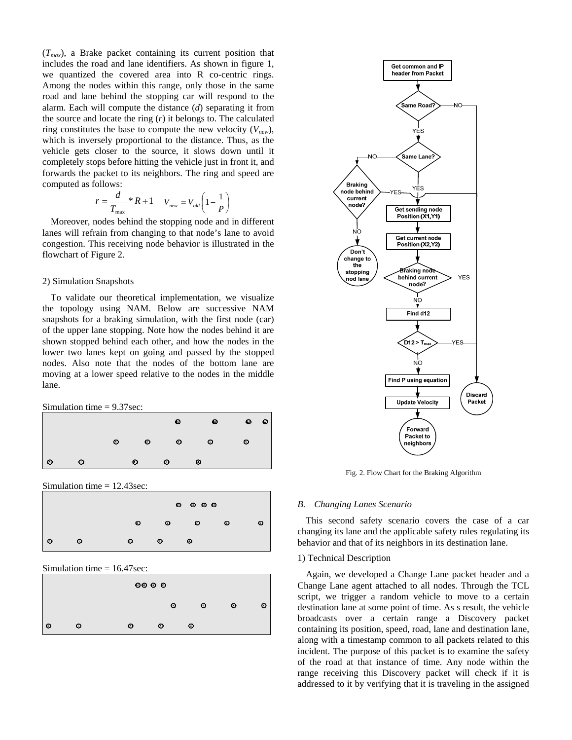($T_{max}$), a Brake packet containing its current position that includes the road and lane identifiers. As shown in figure 1, we quantized the covered area into R co-centric rings. Among the nodes within this range, only those in the same road and lane behind the stopping car will respond to the alarm. Each will compute the distance ($d$) separating it from the source and locate the ring ($r$) it belongs to. The calculated ring constitutes the base to compute the new velocity ($V_{new}$), which is inversely proportional to the distance. Thus, as the vehicle gets closer to the source, it slows down until it completely stops before hitting the vehicle just in front it, and forwards the packet to its neighbors. The ring and speed are computed as follows:

$$r = \frac{d}{T_{\max}} * R + 1 \qquad V_{new} = V_{old}\left(1 - \frac{1}{P}\right)$$

Moreover, nodes behind the stopping node and in different lanes will refrain from changing to that node's lane to avoid congestion. This receiving node behavior is illustrated in the flowchart of Figure 2.

2) Simulation Snapshots

To validate our theoretical implementation, we visualize the topology using NAM. Below are successive NAM snapshots for a braking simulation, with the first node (car) of the upper lane stopping. Note how the nodes behind it are shown stopped behind each other, and how the nodes in the lower two lanes kept on going and passed by the stopped nodes. Also note that the nodes of the bottom lane are moving at a lower speed relative to the nodes in the middle lane.

Simulation time = 9.37sec:

Simulation time = 12.43sec:

Simulation time = 16.47sec:

Fig. 2. Flow Chart for the Braking Algorithm

### B. Changing Lanes Scenario

This second safety scenario covers the case of a car changing its lane and the applicable safety rules regulating its behavior and that of its neighbors in its destination lane.

1) Technical Description

Again, we developed a Change Lane packet header and a Change Lane agent attached to all nodes. Through the TCL script, we trigger a random vehicle to move to a certain destination lane at some point of time. As s result, the vehicle broadcasts over a certain range a Discovery packet containing its position, speed, road, lane and destination lane, along with a timestamp common to all packets related to this incident. The purpose of this packet is to examine the safety of the road at that instance of time. Any node within the range receiving this Discovery packet will check if it is addressed to it by verifying that it is traveling in the assigned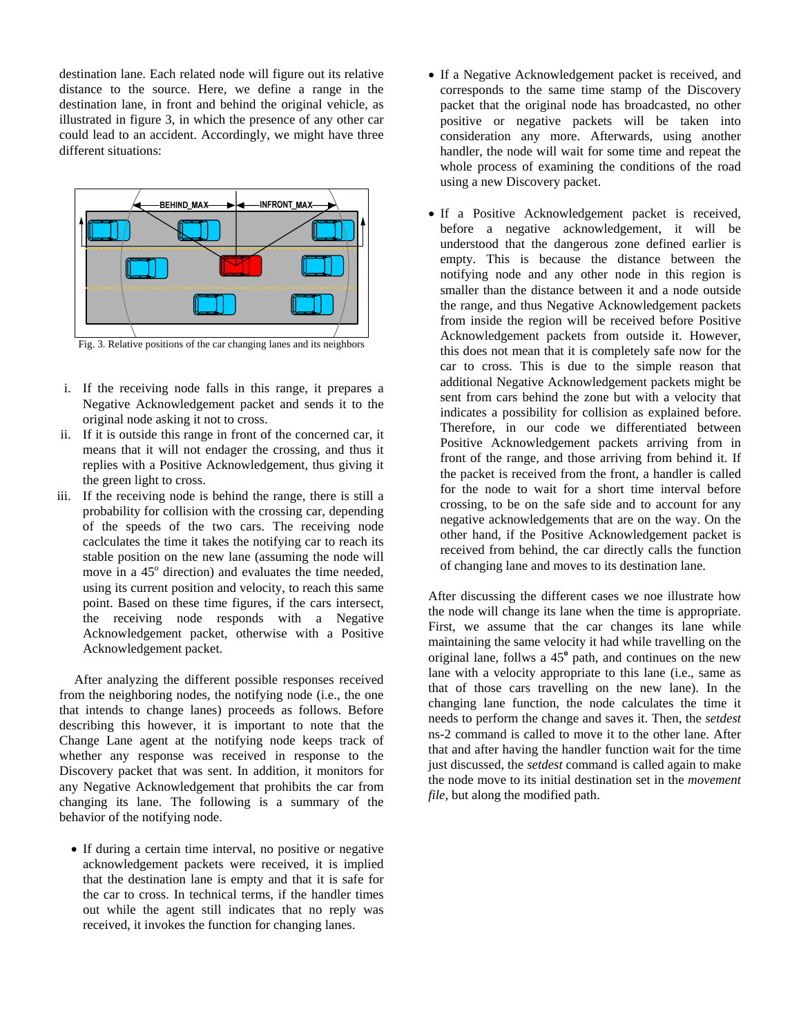destination lane. Each related node will figure out its relative distance to the source. Here, we define a range in the destination lane, in front and behind the original vehicle, as illustrated in figure 3, in which the presence of any other car could lead to an accident. Accordingly, we might have three different situations:

Fig. 3. Relative positions of the car changing lanes and its neighbors

i. If the receiving node falls in this range, it prepares a Negative Acknowledgement packet and sends it to the original node asking it not to cross.
ii. If it is outside this range in front of the concerned car, it means that it will not endager the crossing, and thus it replies with a Positive Acknowledgement, thus giving it the green light to cross.
iii. If the receiving node is behind the range, there is still a probability for collision with the crossing car, depending of the speeds of the two cars. The receiving node caclculates the time it takes the notifying car to reach its stable position on the new lane (assuming the node will move in a $45^{o}$ direction) and evaluates the time needed, using its current position and velocity, to reach this same point. Based on these time figures, if the cars intersect, the receiving node responds with a Negative Acknowledgement packet, otherwise with a Positive Acknowledgement packet.

After analyzing the different possible responses received from the neighboring nodes, the notifying node (i.e., the one that intends to change lanes) proceeds as follows. Before describing this however, it is important to note that the Change Lane agent at the notifying node keeps track of whether any response was received in response to the Discovery packet that was sent. In addition, it monitors for any Negative Acknowledgement that prohibits the car from changing its lane. The following is a summary of the behavior of the notifying node.

- If during a certain time interval, no positive or negative acknowledgement packets were received, it is implied that the destination lane is empty and that it is safe for the car to cross. In technical terms, if the handler times out while the agent still indicates that no reply was received, it invokes the function for changing lanes.
- If a Negative Acknowledgement packet is received, and corresponds to the same time stamp of the Discovery packet that the original node has broadcasted, no other positive or negative packets will be taken into consideration any more. Afterwards, using another handler, the node will wait for some time and repeat the whole process of examining the conditions of the road using a new Discovery packet.
- If a Positive Acknowledgement packet is received, before a negative acknowledgement, it will be understood that the dangerous zone defined earlier is empty. This is because the distance between the notifying node and any other node in this region is smaller than the distance between it and a node outside the range, and thus Negative Acknowledgement packets from inside the region will be received before Positive Acknowledgement packets from outside it. However, this does not mean that it is completely safe now for the car to cross. This is due to the simple reason that additional Negative Acknowledgement packets might be sent from cars behind the zone but with a velocity that indicates a possibility for collision as explained before. Therefore, in our code we differentiated between Positive Acknowledgement packets arriving from in front of the range, and those arriving from behind it. If the packet is received from the front, a handler is called for the node to wait for a short time interval before crossing, to be on the safe side and to account for any negative acknowledgements that are on the way. On the other hand, if the Positive Acknowledgement packet is received from behind, the car directly calls the function of changing lane and moves to its destination lane.

After discussing the different cases we noe illustrate how the node will change its lane when the time is appropriate. First, we assume that the car changes its lane while maintaining the same velocity it had while travelling on the original lane, follws a $45^{\mathbf{o}}$ path, and continues on the new lane with a velocity appropriate to this lane (i.e., same as that of those cars travelling on the new lane). In the changing lane function, the node calculates the time it needs to perform the change and saves it. Then, the *setdest* ns-2 command is called to move it to the other lane. After that and after having the handler function wait for the time just discussed, the *setdest* command is called again to make the node move to its initial destination set in the *movement file*, but along the modified path.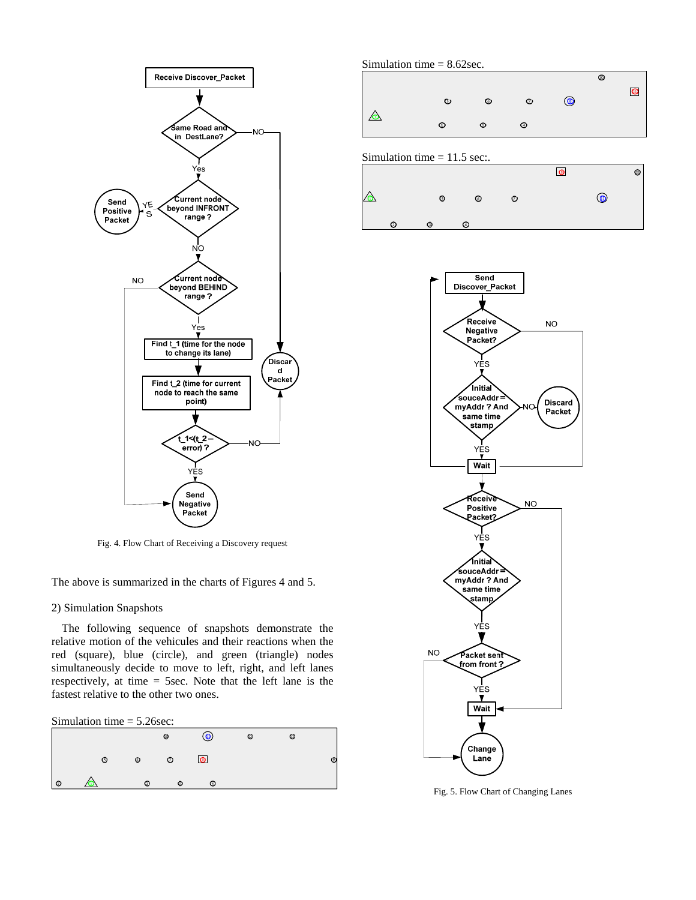Fig. 4. Flow Chart of Receiving a Discovery request

The above is summarized in the charts of Figures 4 and 5.

2) Simulation Snapshots

The following sequence of snapshots demonstrate the relative motion of the vehicules and their reactions when the red (square), blue (circle), and green (triangle) nodes simultaneously decide to move to left, right, and left lanes respectively, at time = 5sec. Note that the left lane is the fastest relative to the other two ones.

Simulation time = 5.26sec:

Simulation time = 8.62sec.

Simulation time = 11.5 sec:.

Fig. 5. Flow Chart of Changing Lanes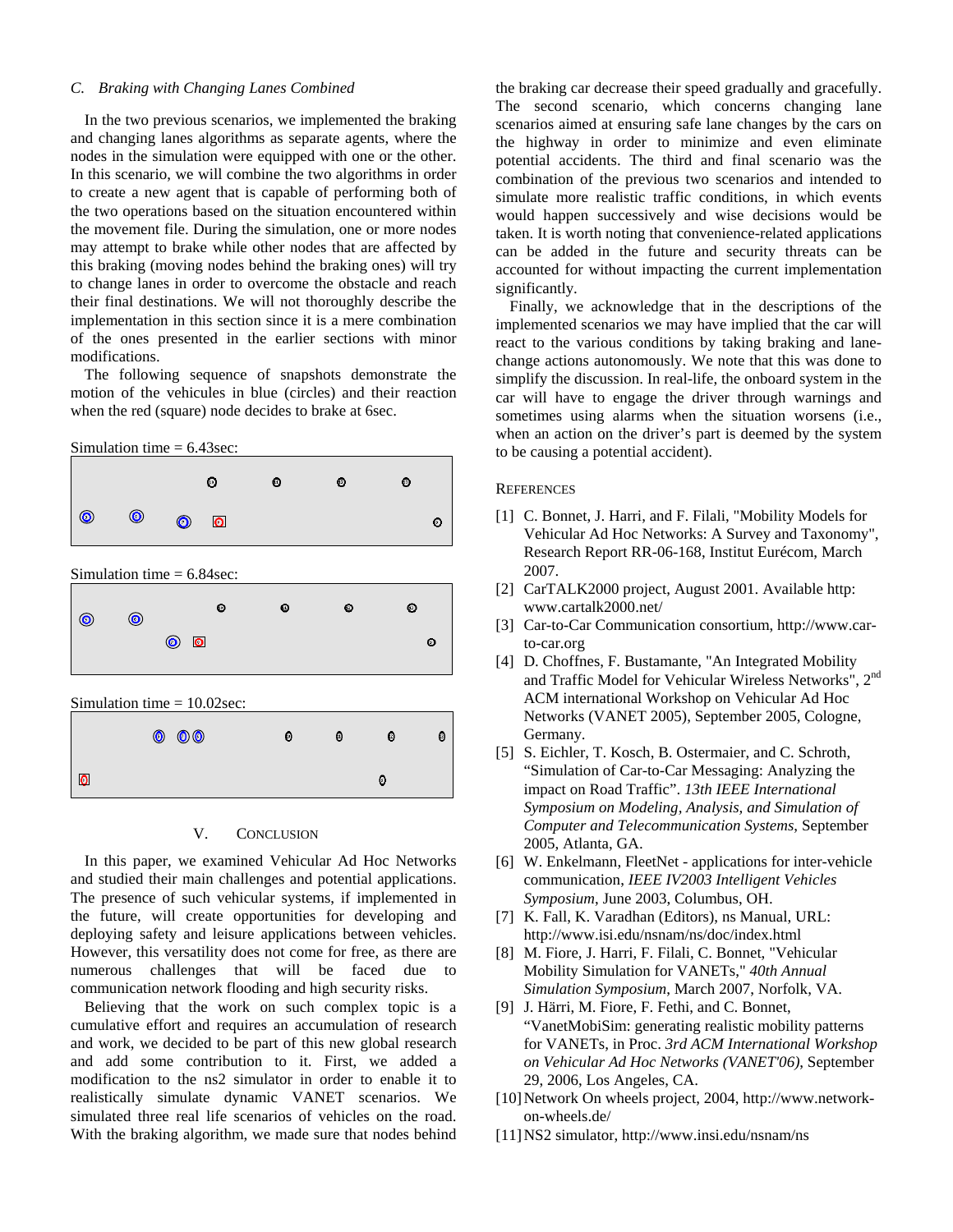### C. Braking with Changing Lanes Combined

In the two previous scenarios, we implemented the braking and changing lanes algorithms as separate agents, where the nodes in the simulation were equipped with one or the other. In this scenario, we will combine the two algorithms in order to create a new agent that is capable of performing both of the two operations based on the situation encountered within the movement file. During the simulation, one or more nodes may attempt to brake while other nodes that are affected by this braking (moving nodes behind the braking ones) will try to change lanes in order to overcome the obstacle and reach their final destinations. We will not thoroughly describe the implementation in this section since it is a mere combination of the ones presented in the earlier sections with minor modifications.

The following sequence of snapshots demonstrate the motion of the vehicules in blue (circles) and their reaction when the red (square) node decides to brake at 6sec.

Simulation time = 6.43sec:

Simulation time = 6.84sec:

Simulation time = 10.02sec:

## V. Conclusion

In this paper, we examined Vehicular Ad Hoc Networks and studied their main challenges and potential applications. The presence of such vehicular systems, if implemented in the future, will create opportunities for developing and deploying safety and leisure applications between vehicles. However, this versatility does not come for free, as there are numerous challenges that will be faced due to communication network flooding and high security risks.

Believing that the work on such complex topic is a cumulative effort and requires an accumulation of research and work, we decided to be part of this new global research and add some contribution to it. First, we added a modification to the ns2 simulator in order to enable it to realistically simulate dynamic VANET scenarios. We simulated three real life scenarios of vehicles on the road. With the braking algorithm, we made sure that nodes behind the braking car decrease their speed gradually and gracefully. The second scenario, which concerns changing lane scenarios aimed at ensuring safe lane changes by the cars on the highway in order to minimize and even eliminate potential accidents. The third and final scenario was the combination of the previous two scenarios and intended to simulate more realistic traffic conditions, in which events would happen successively and wise decisions would be taken. It is worth noting that convenience-related applications can be added in the future and security threats can be accounted for without impacting the current implementation significantly.

Finally, we acknowledge that in the descriptions of the implemented scenarios we may have implied that the car will react to the various conditions by taking braking and lane-change actions autonomously. We note that this was done to simplify the discussion. In real-life, the onboard system in the car will have to engage the driver through warnings and sometimes using alarms when the situation worsens (i.e., when an action on the driver's part is deemed by the system to be causing a potential accident).

## References

[1] C. Bonnet, J. Harri, and F. Filali, "Mobility Models for Vehicular Ad Hoc Networks: A Survey and Taxonomy", Research Report RR-06-168, Institut Eurécom, March 2007.

[2] CarTALK2000 project, August 2001. Available http: www.cartalk2000.net/

[3] Car-to-Car Communication consortium, http://www.car-to-car.org

[4] D. Choffnes, F. Bustamante, "An Integrated Mobility and Traffic Model for Vehicular Wireless Networks", 2nd ACM international Workshop on Vehicular Ad Hoc Networks (VANET 2005), September 2005, Cologne, Germany.

[5] S. Eichler, T. Kosch, B. Ostermaier, and C. Schroth, "Simulation of Car-to-Car Messaging: Analyzing the impact on Road Traffic". *13th IEEE International Symposium on Modeling, Analysis, and Simulation of Computer and Telecommunication Systems*, September 2005, Atlanta, GA.

[6] W. Enkelmann, FleetNet - applications for inter-vehicle communication, *IEEE IV2003 Intelligent Vehicles Symposium*, June 2003, Columbus, OH.

[7] K. Fall, K. Varadhan (Editors), ns Manual, URL: http://www.isi.edu/nsnam/ns/doc/index.html

[8] M. Fiore, J. Harri, F. Filali, C. Bonnet, "Vehicular Mobility Simulation for VANETs," *40th Annual Simulation Symposium*, March 2007, Norfolk, VA.

[9] J. Härri, M. Fiore, F. Fethi, and C. Bonnet, "VanetMobiSim: generating realistic mobility patterns for VANETs, in Proc. *3rd ACM International Workshop on Vehicular Ad Hoc Networks (VANET'06)*, September 29, 2006, Los Angeles, CA.

[10] Network On wheels project, 2004, http://www.network-on-wheels.de/

[11] NS2 simulator, http://www.insi.edu/nsnam/ns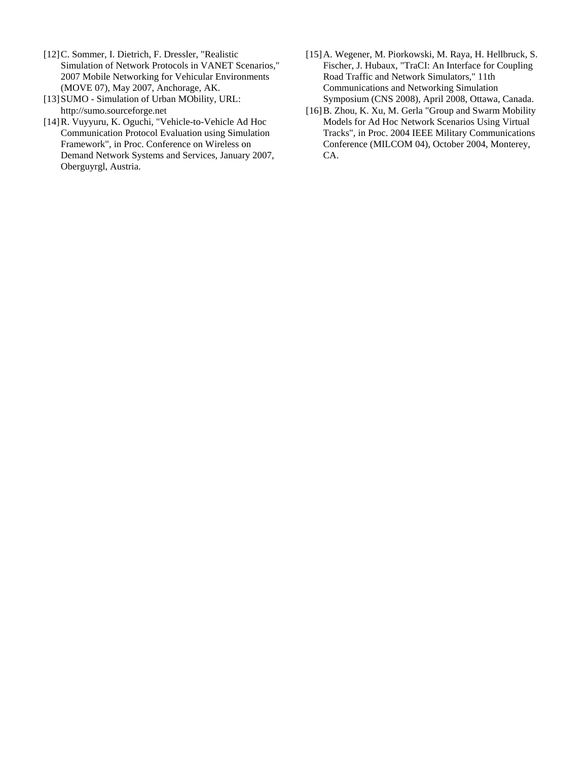[12] C. Sommer, I. Dietrich, F. Dressler, "Realistic Simulation of Network Protocols in VANET Scenarios," 2007 Mobile Networking for Vehicular Environments (MOVE 07), May 2007, Anchorage, AK.

[13] SUMO - Simulation of Urban MObility, URL: http://sumo.sourceforge.net

[14] R. Vuyyuru, K. Oguchi, "Vehicle-to-Vehicle Ad Hoc Communication Protocol Evaluation using Simulation Framework", in Proc. Conference on Wireless on Demand Network Systems and Services, January 2007, Oberguyrgl, Austria.

[15] A. Wegener, M. Piorkowski, M. Raya, H. Hellbruck, S. Fischer, J. Hubaux, "TraCI: An Interface for Coupling Road Traffic and Network Simulators," 11th Communications and Networking Simulation Symposium (CNS 2008), April 2008, Ottawa, Canada.

[16] B. Zhou, K. Xu, M. Gerla "Group and Swarm Mobility Models for Ad Hoc Network Scenarios Using Virtual Tracks", in Proc. 2004 IEEE Military Communications Conference (MILCOM 04), October 2004, Monterey, CA.